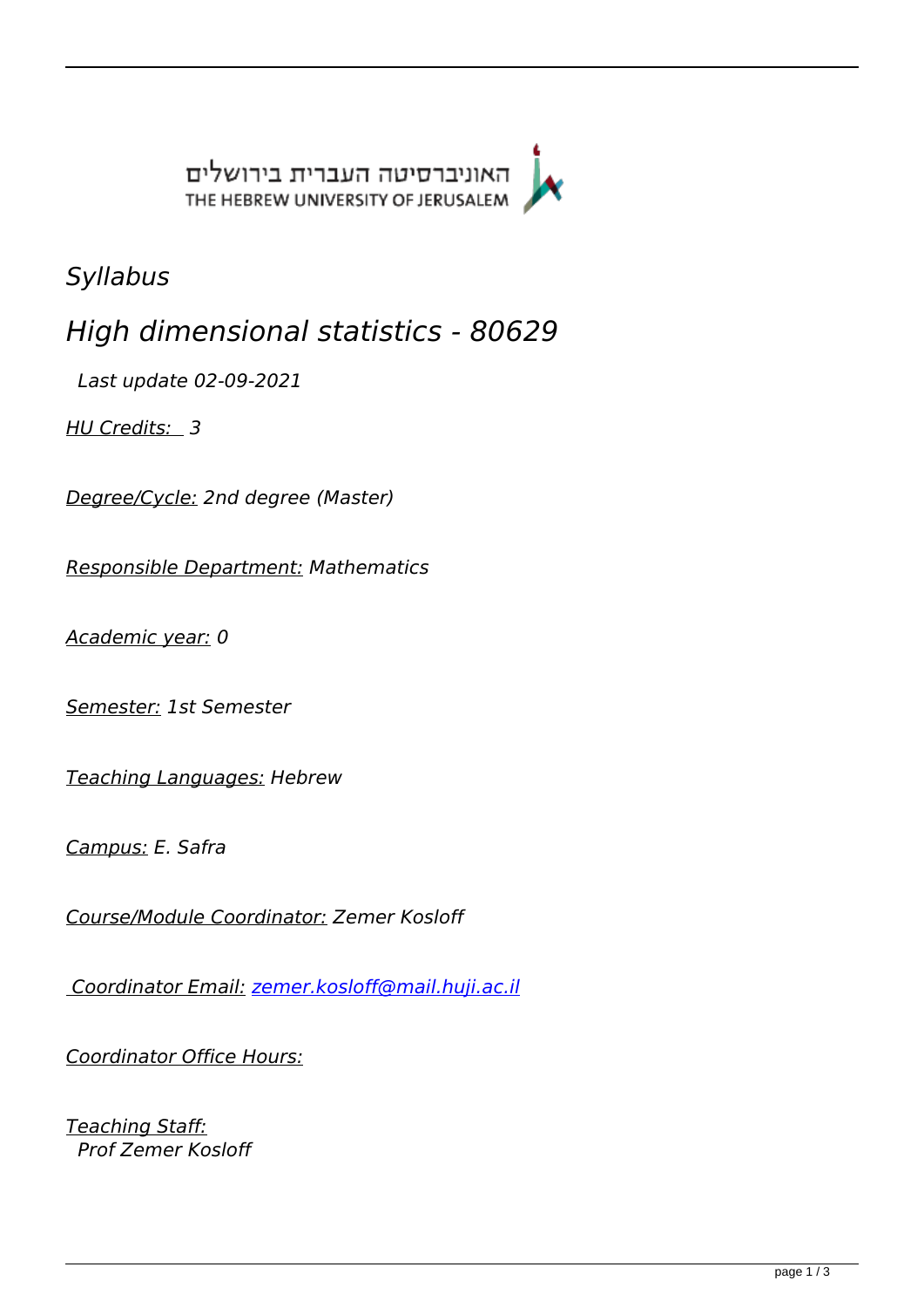האוניברסיטה העברית בירושלים
THE HEBREW UNIVERSITY OF JERUSALEM

*Syllabus*

# *High dimensional statistics - 80629*

*Last update 02-09-2021*

*HU Credits: 3*

*Degree/Cycle: 2nd degree (Master)*

*Responsible Department: Mathematics*

*Academic year: 0*

*Semester: 1st Semester*

*Teaching Languages: Hebrew*

*Campus: E. Safra*

*Course/Module Coordinator: Zemer Kosloff*

*Coordinator Email: zemer.kosloff@mail.huji.ac.il*

*Coordinator Office Hours:*

*Teaching Staff:*
*Prof Zemer Kosloff*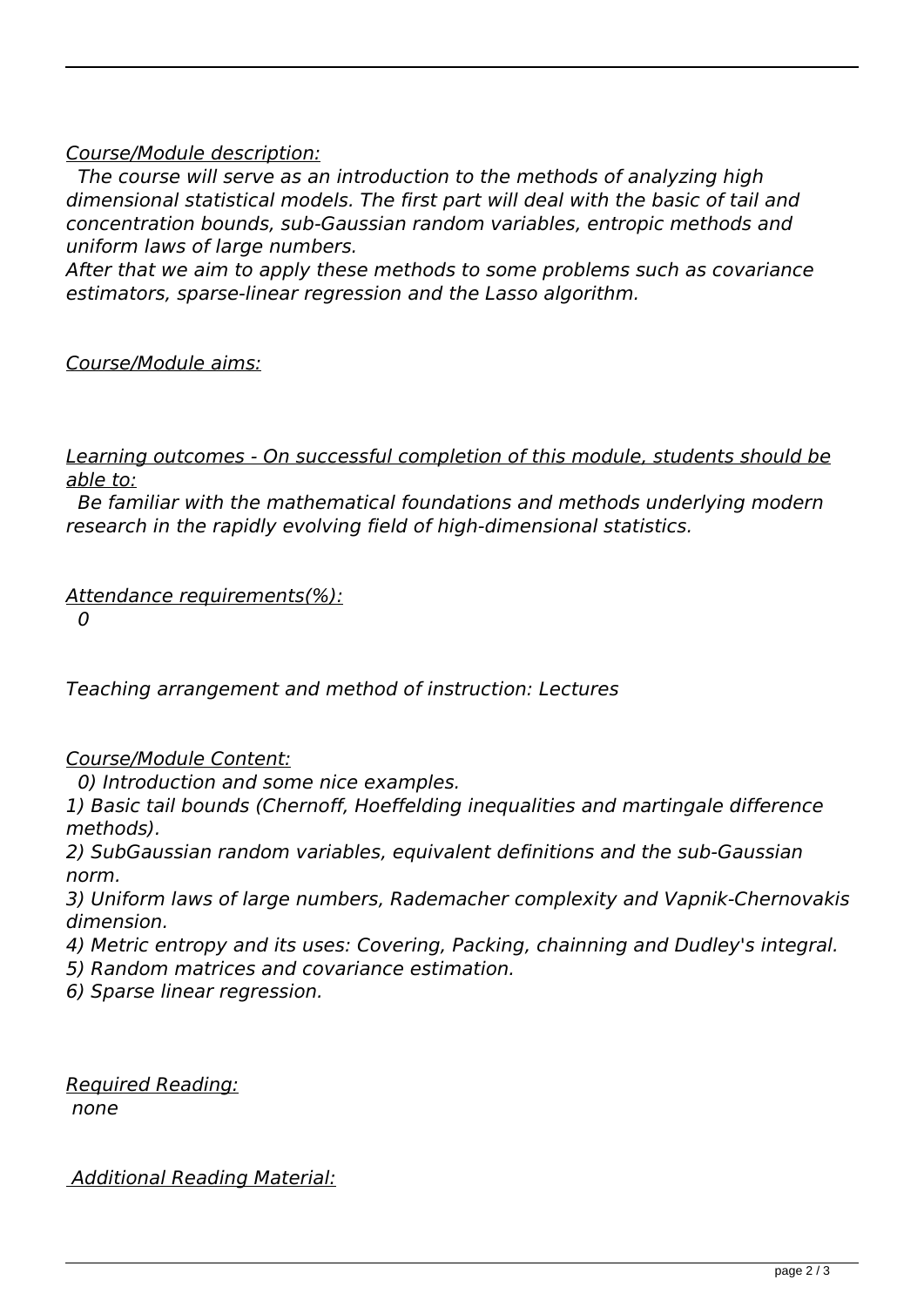*Course/Module description:*

*The course will serve as an introduction to the methods of analyzing high dimensional statistical models. The first part will deal with the basic of tail and concentration bounds, sub-Gaussian random variables, entropic methods and uniform laws of large numbers.*
*After that we aim to apply these methods to some problems such as covariance estimators, sparse-linear regression and the Lasso algorithm.*

*Course/Module aims:*

*Learning outcomes - On successful completion of this module, students should be able to:*

*Be familiar with the mathematical foundations and methods underlying modern research in the rapidly evolving field of high-dimensional statistics.*

*Attendance requirements(%):*

*0*

*Teaching arrangement and method of instruction: Lectures*

*Course/Module Content:*

*0) Introduction and some nice examples.*
*1) Basic tail bounds (Chernoff, Hoeffelding inequalities and martingale difference methods).*
*2) SubGaussian random variables, equivalent definitions and the sub-Gaussian norm.*
*3) Uniform laws of large numbers, Rademacher complexity and Vapnik-Chernovakis dimension.*
*4) Metric entropy and its uses: Covering, Packing, chainning and Dudley's integral.*
*5) Random matrices and covariance estimation.*
*6) Sparse linear regression.*

*Required Reading:*

*none*

*Additional Reading Material:*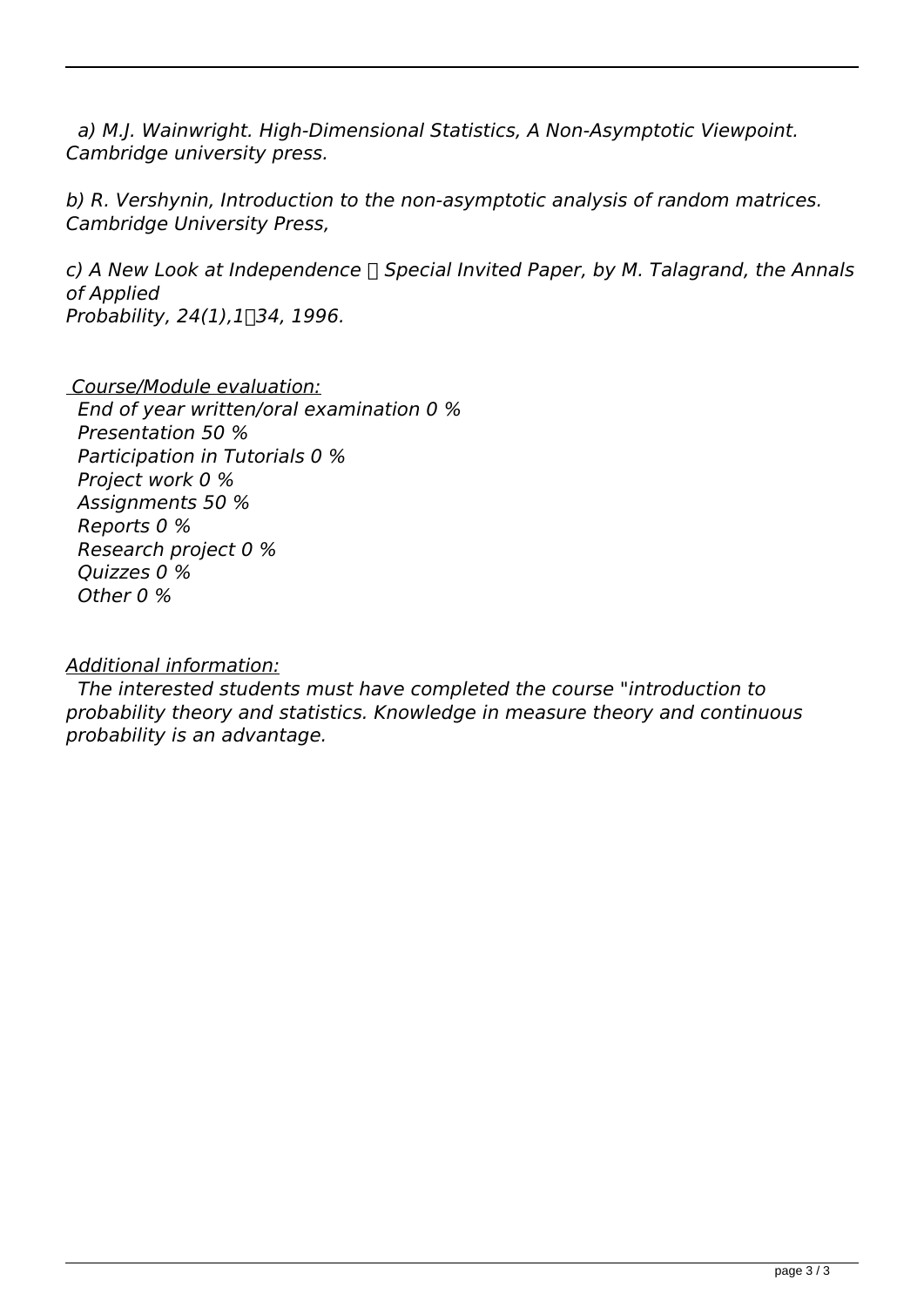*a) M.J. Wainwright. High-Dimensional Statistics, A Non-Asymptotic Viewpoint. Cambridge university press.*

*b) R. Vershynin, Introduction to the non-asymptotic analysis of random matrices. Cambridge University Press,*

*c) A New Look at Independence  Special Invited Paper, by M. Talagrand, the Annals of Applied Probability, 24(1),134, 1996.*

*Course/Module evaluation:*

*End of year written/oral examination 0 %*
*Presentation 50 %*
*Participation in Tutorials 0 %*
*Project work 0 %*
*Assignments 50 %*
*Reports 0 %*
*Research project 0 %*
*Quizzes 0 %*
*Other 0 %*

*Additional information:*

*The interested students must have completed the course "introduction to probability theory and statistics. Knowledge in measure theory and continuous probability is an advantage.*